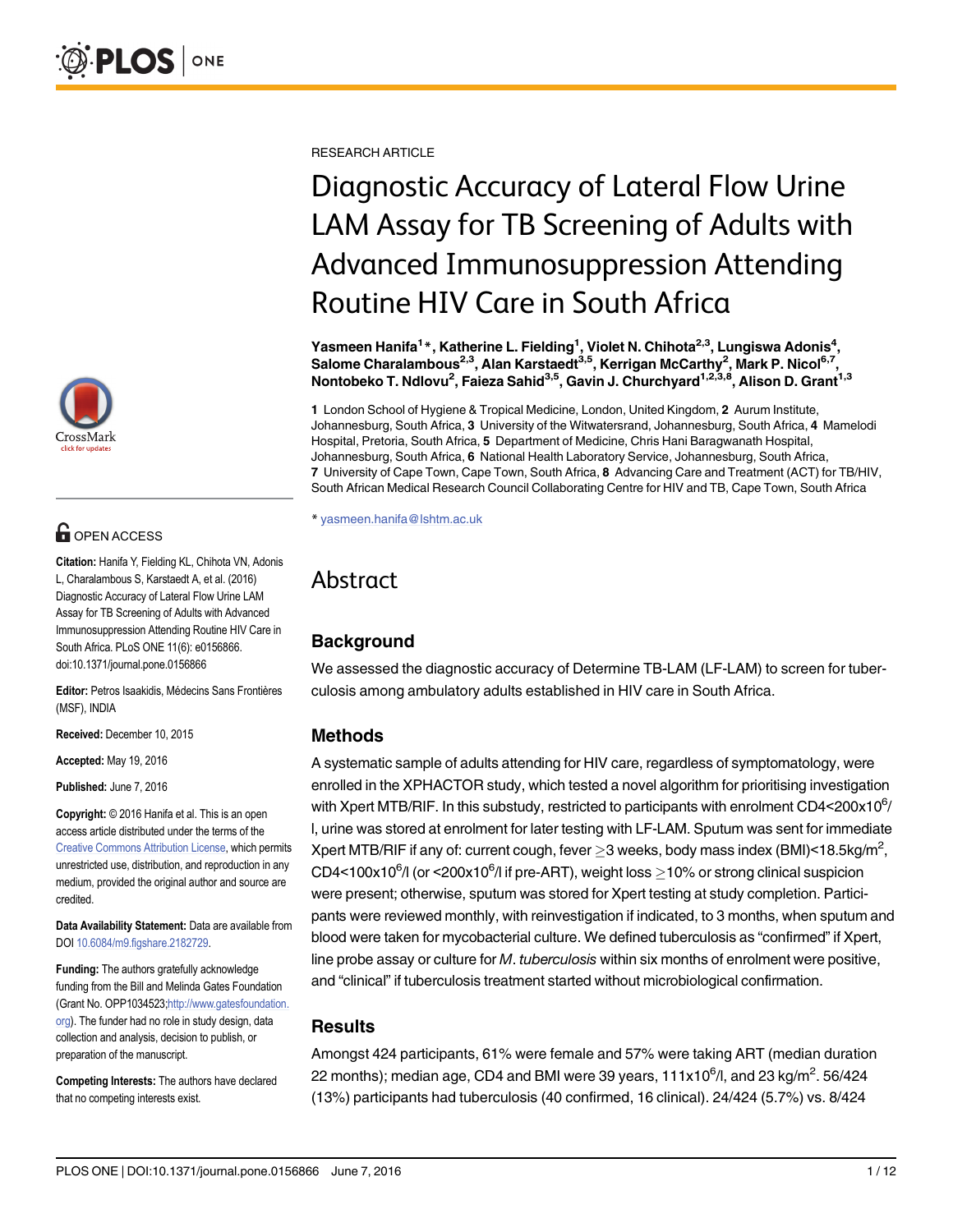RESEARCH ARTICLE

# Diagnostic Accuracy of Lateral Flow Urine LAM Assay for TB Screening of Adults with Advanced Immunosuppression Attending Routine HIV Care in South Africa

**Yasmeen Hanifa[1]*, Katherine L. Fielding[1], Violet N. Chihota[2,3], Lungiswa Adonis[4], Salome Charalambous[2,3], Alan Karstaedt[3,5], Kerrigan McCarthy[2], Mark P. Nicol[6,7], Nontobeko T. Ndlovu[2], Faieza Sahid[3,5], Gavin J. Churchyard[1,2,3,8], Alison D. Grant[1,3]**

**1** London School of Hygiene & Tropical Medicine, London, United Kingdom, **2** Aurum Institute, Johannesburg, South Africa, **3** University of the Witwatersrand, Johannesburg, South Africa, **4** Mamelodi Hospital, Pretoria, South Africa, **5** Department of Medicine, Chris Hani Baragwanath Hospital, Johannesburg, South Africa, **6** National Health Laboratory Service, Johannesburg, South Africa, **7** University of Cape Town, Cape Town, South Africa, **8** Advancing Care and Treatment (ACT) for TB/HIV, South African Medical Research Council Collaborating Centre for HIV and TB, Cape Town, South Africa

* yasmeen.hanifa@lshtm.ac.uk

**OPEN ACCESS**

**Citation:** Hanifa Y, Fielding KL, Chihota VN, Adonis L, Charalambous S, Karstaedt A, et al. (2016) Diagnostic Accuracy of Lateral Flow Urine LAM Assay for TB Screening of Adults with Advanced Immunosuppression Attending Routine HIV Care in South Africa. PLoS ONE 11(6): e0156866. doi:10.1371/journal.pone.0156866

**Editor:** Petros Isaakidis, Médecins Sans Frontières (MSF), INDIA

**Received:** December 10, 2015

**Accepted:** May 19, 2016

**Published:** June 7, 2016

**Copyright:** © 2016 Hanifa et al. This is an open access article distributed under the terms of the Creative Commons Attribution License, which permits unrestricted use, distribution, and reproduction in any medium, provided the original author and source are credited.

**Data Availability Statement:** Data are available from DOI 10.6084/m9.figshare.2182729.

**Funding:** The authors gratefully acknowledge funding from the Bill and Melinda Gates Foundation (Grant No. OPP1034523;http://www.gatesfoundation.org). The funder had no role in study design, data collection and analysis, decision to publish, or preparation of the manuscript.

**Competing Interests:** The authors have declared that no competing interests exist.

## Abstract

### Background

We assessed the diagnostic accuracy of Determine TB-LAM (LF-LAM) to screen for tuberculosis among ambulatory adults established in HIV care in South Africa.

### Methods

A systematic sample of adults attending for HIV care, regardless of symptomatology, were enrolled in the XPHACTOR study, which tested a novel algorithm for prioritising investigation with Xpert MTB/RIF. In this substudy, restricted to participants with enrolment CD4<200x10$^6$/l, urine was stored at enrolment for later testing with LF-LAM. Sputum was sent for immediate Xpert MTB/RIF if any of: current cough, fever $\geq$3 weeks, body mass index (BMI)<18.5kg/m$^2$, CD4<100x10$^6$/l (or <200x10$^6$/l if pre-ART), weight loss $\geq$10% or strong clinical suspicion were present; otherwise, sputum was stored for Xpert testing at study completion. Participants were reviewed monthly, with reinvestigation if indicated, to 3 months, when sputum and blood were taken for mycobacterial culture. We defined tuberculosis as "confirmed" if Xpert, line probe assay or culture for *M. tuberculosis* within six months of enrolment were positive, and "clinical" if tuberculosis treatment started without microbiological confirmation.

### Results

Amongst 424 participants, 61% were female and 57% were taking ART (median duration 22 months); median age, CD4 and BMI were 39 years, 111x10$^6$/l, and 23 kg/m$^2$. 56/424 (13%) participants had tuberculosis (40 confirmed, 16 clinical). 24/424 (5.7%) vs. 8/424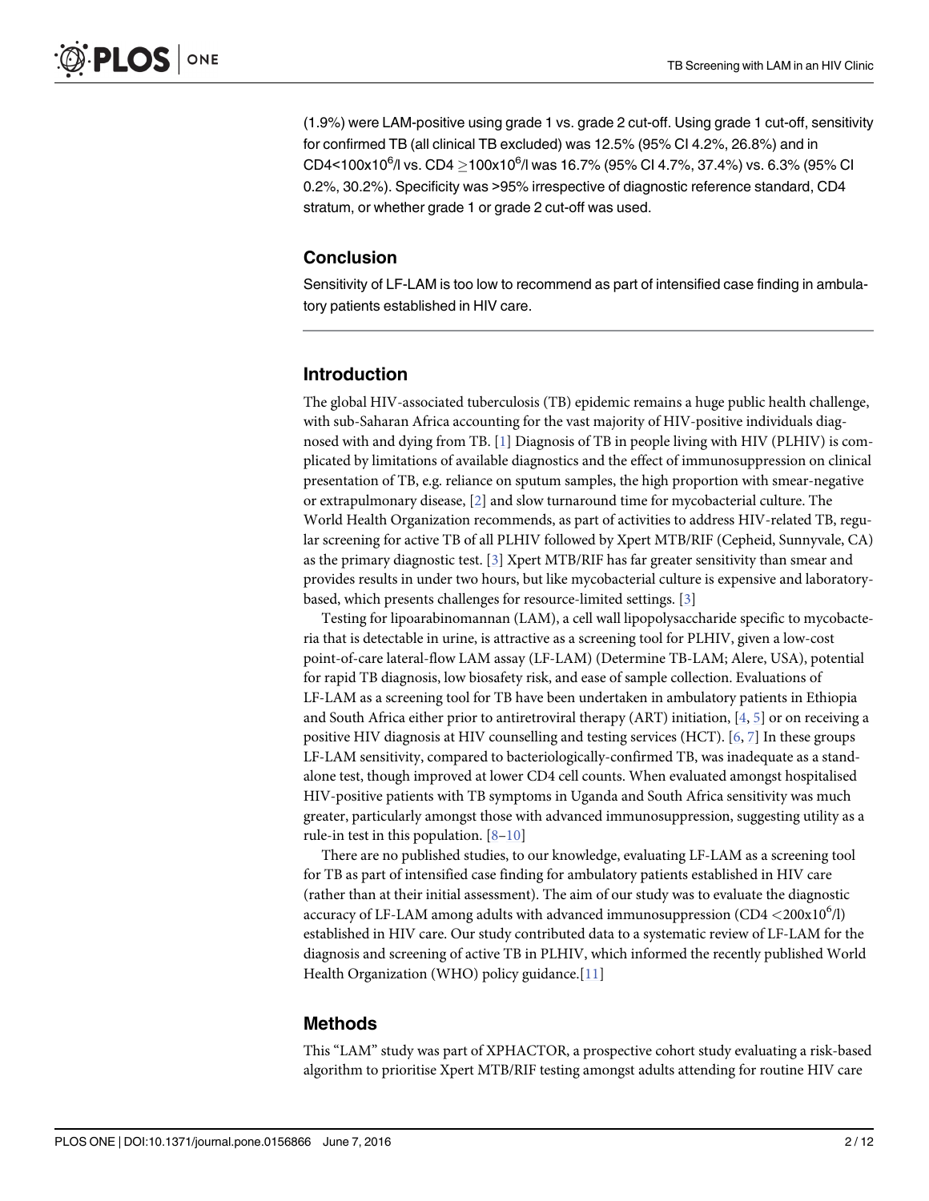(1.9%) were LAM-positive using grade 1 vs. grade 2 cut-off. Using grade 1 cut-off, sensitivity for confirmed TB (all clinical TB excluded) was 12.5% (95% CI 4.2%, 26.8%) and in CD4<100x$10^6$/l vs. CD4 $\geq$100x$10^6$/l was 16.7% (95% CI 4.7%, 37.4%) vs. 6.3% (95% CI 0.2%, 30.2%). Specificity was >95% irrespective of diagnostic reference standard, CD4 stratum, or whether grade 1 or grade 2 cut-off was used.

## Conclusion

Sensitivity of LF-LAM is too low to recommend as part of intensified case finding in ambulatory patients established in HIV care.

## Introduction

The global HIV-associated tuberculosis (TB) epidemic remains a huge public health challenge, with sub-Saharan Africa accounting for the vast majority of HIV-positive individuals diagnosed with and dying from TB. [1] Diagnosis of TB in people living with HIV (PLHIV) is complicated by limitations of available diagnostics and the effect of immunosuppression on clinical presentation of TB, e.g. reliance on sputum samples, the high proportion with smear-negative or extrapulmonary disease, [2] and slow turnaround time for mycobacterial culture. The World Health Organization recommends, as part of activities to address HIV-related TB, regular screening for active TB of all PLHIV followed by Xpert MTB/RIF (Cepheid, Sunnyvale, CA) as the primary diagnostic test. [3] Xpert MTB/RIF has far greater sensitivity than smear and provides results in under two hours, but like mycobacterial culture is expensive and laboratory-based, which presents challenges for resource-limited settings. [3]

Testing for lipoarabinomannan (LAM), a cell wall lipopolysaccharide specific to mycobacteria that is detectable in urine, is attractive as a screening tool for PLHIV, given a low-cost point-of-care lateral-flow LAM assay (LF-LAM) (Determine TB-LAM; Alere, USA), potential for rapid TB diagnosis, low biosafety risk, and ease of sample collection. Evaluations of LF-LAM as a screening tool for TB have been undertaken in ambulatory patients in Ethiopia and South Africa either prior to antiretroviral therapy (ART) initiation, [4, 5] or on receiving a positive HIV diagnosis at HIV counselling and testing services (HCT). [6, 7] In these groups LF-LAM sensitivity, compared to bacteriologically-confirmed TB, was inadequate as a stand-alone test, though improved at lower CD4 cell counts. When evaluated amongst hospitalised HIV-positive patients with TB symptoms in Uganda and South Africa sensitivity was much greater, particularly amongst those with advanced immunosuppression, suggesting utility as a rule-in test in this population. [8–10]

There are no published studies, to our knowledge, evaluating LF-LAM as a screening tool for TB as part of intensified case finding for ambulatory patients established in HIV care (rather than at their initial assessment). The aim of our study was to evaluate the diagnostic accuracy of LF-LAM among adults with advanced immunosuppression (CD4 <200x$10^6$/l) established in HIV care. Our study contributed data to a systematic review of LF-LAM for the diagnosis and screening of active TB in PLHIV, which informed the recently published World Health Organization (WHO) policy guidance.[11]

## Methods

This "LAM" study was part of XPHACTOR, a prospective cohort study evaluating a risk-based algorithm to prioritise Xpert MTB/RIF testing amongst adults attending for routine HIV care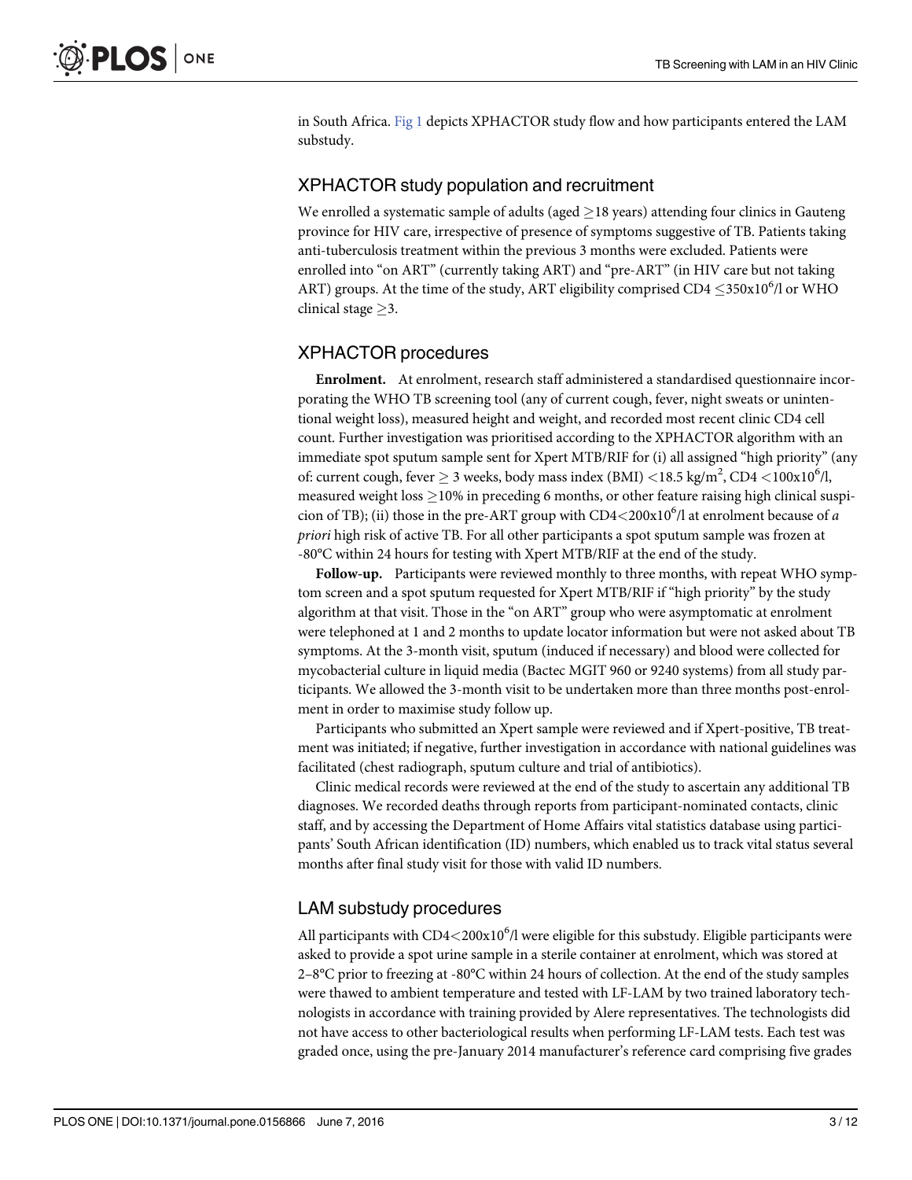in South Africa. Fig 1 depicts XPHACTOR study flow and how participants entered the LAM substudy.

## XPHACTOR study population and recruitment

We enrolled a systematic sample of adults (aged $\geq$18 years) attending four clinics in Gauteng province for HIV care, irrespective of presence of symptoms suggestive of TB. Patients taking anti-tuberculosis treatment within the previous 3 months were excluded. Patients were enrolled into "on ART" (currently taking ART) and "pre-ART" (in HIV care but not taking ART) groups. At the time of the study, ART eligibility comprised CD4 $\leq 350 \times 10^6$/l or WHO clinical stage $\geq$3.

## XPHACTOR procedures

**Enrolment.** At enrolment, research staff administered a standardised questionnaire incorporating the WHO TB screening tool (any of current cough, fever, night sweats or unintentional weight loss), measured height and weight, and recorded most recent clinic CD4 cell count. Further investigation was prioritised according to the XPHACTOR algorithm with an immediate spot sputum sample sent for Xpert MTB/RIF for (i) all assigned "high priority" (any of: current cough, fever $\geq$ 3 weeks, body mass index (BMI) $<$18.5 kg/m$^2$, CD4 $< 100 \times 10^6$/l, measured weight loss $\geq$10% in preceding 6 months, or other feature raising high clinical suspicion of TB); (ii) those in the pre-ART group with CD4$< 200 \times 10^6$/l at enrolment because of *a priori* high risk of active TB. For all other participants a spot sputum sample was frozen at -80°C within 24 hours for testing with Xpert MTB/RIF at the end of the study.

**Follow-up.** Participants were reviewed monthly to three months, with repeat WHO symptom screen and a spot sputum requested for Xpert MTB/RIF if "high priority" by the study algorithm at that visit. Those in the "on ART" group who were asymptomatic at enrolment were telephoned at 1 and 2 months to update locator information but were not asked about TB symptoms. At the 3-month visit, sputum (induced if necessary) and blood were collected for mycobacterial culture in liquid media (Bactec MGIT 960 or 9240 systems) from all study participants. We allowed the 3-month visit to be undertaken more than three months post-enrolment in order to maximise study follow up.

Participants who submitted an Xpert sample were reviewed and if Xpert-positive, TB treatment was initiated; if negative, further investigation in accordance with national guidelines was facilitated (chest radiograph, sputum culture and trial of antibiotics).

Clinic medical records were reviewed at the end of the study to ascertain any additional TB diagnoses. We recorded deaths through reports from participant-nominated contacts, clinic staff, and by accessing the Department of Home Affairs vital statistics database using participants' South African identification (ID) numbers, which enabled us to track vital status several months after final study visit for those with valid ID numbers.

## LAM substudy procedures

All participants with CD4$< 200 \times 10^6$/l were eligible for this substudy. Eligible participants were asked to provide a spot urine sample in a sterile container at enrolment, which was stored at 2–8°C prior to freezing at -80°C within 24 hours of collection. At the end of the study samples were thawed to ambient temperature and tested with LF-LAM by two trained laboratory technologists in accordance with training provided by Alere representatives. The technologists did not have access to other bacteriological results when performing LF-LAM tests. Each test was graded once, using the pre-January 2014 manufacturer's reference card comprising five grades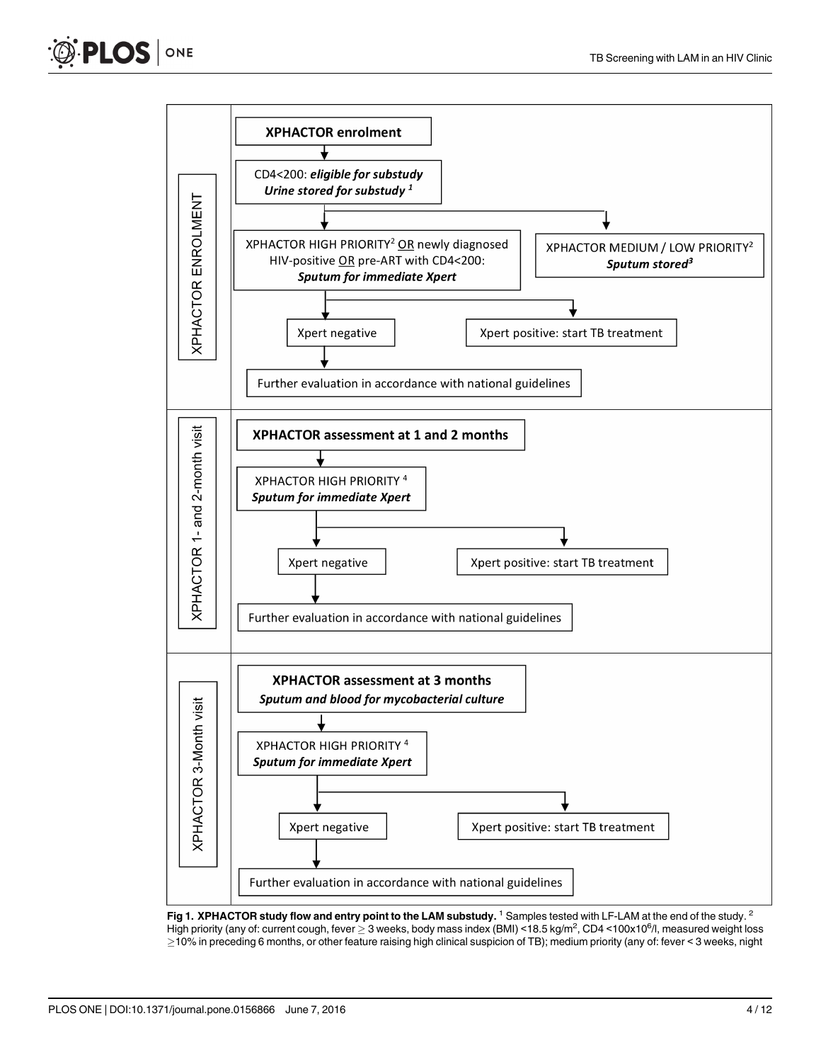### XPHACTOR ENROLMENT

**XPHACTOR enrolment**

↓

CD4<200: ***eligible for substudy***
***Urine stored for substudy*** [1]

↓

- XPHACTOR HIGH PRIORITY[2] OR newly diagnosed HIV-positive OR pre-ART with CD4<200: ***Sputum for immediate Xpert***
  - Xpert negative → Further evaluation in accordance with national guidelines
  - Xpert positive: start TB treatment
- XPHACTOR MEDIUM / LOW PRIORITY[2]
  ***Sputum stored***[3]

### XPHACTOR 1- and 2-month visit

**XPHACTOR assessment at 1 and 2 months**

↓

XPHACTOR HIGH PRIORITY [4]
***Sputum for immediate Xpert***

- Xpert negative → Further evaluation in accordance with national guidelines
- Xpert positive: start TB treatment

### XPHACTOR 3-Month visit

**XPHACTOR assessment at 3 months**
***Sputum and blood for mycobacterial culture***

↓

XPHACTOR HIGH PRIORITY [4]
***Sputum for immediate Xpert***

- Xpert negative → Further evaluation in accordance with national guidelines
- Xpert positive: start TB treatment

**Fig 1. XPHACTOR study flow and entry point to the LAM substudy.** [1] Samples tested with LF-LAM at the end of the study. [2] High priority (any of: current cough, fever $\geq$ 3 weeks, body mass index (BMI) <18.5 kg/m$^2$, CD4 <100x10$^6$/l, measured weight loss $\geq$10% in preceding 6 months, or other feature raising high clinical suspicion of TB); medium priority (any of: fever < 3 weeks, night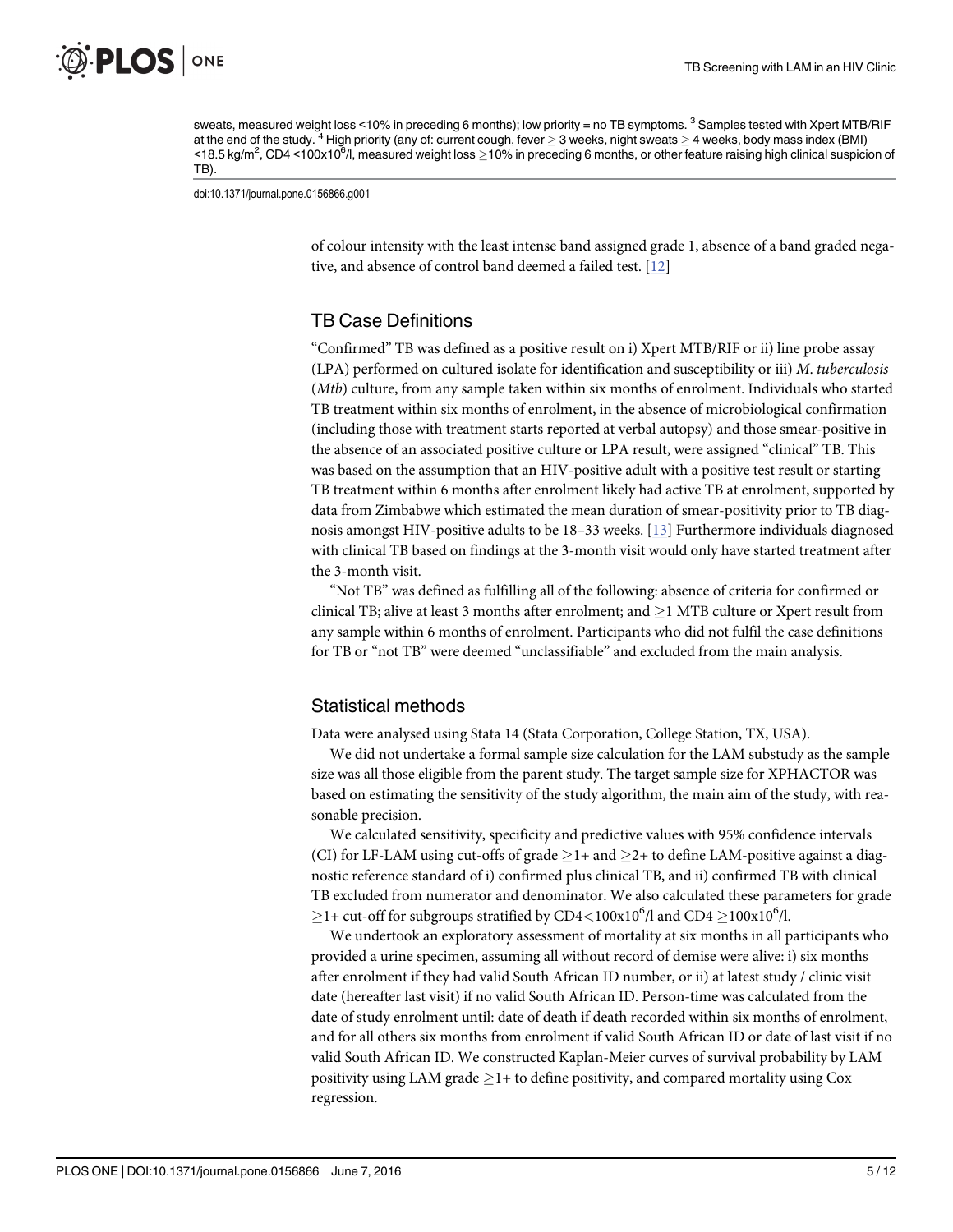sweats, measured weight loss <10% in preceding 6 months); low priority = no TB symptoms. [3] Samples tested with Xpert MTB/RIF at the end of the study. [4] High priority (any of: current cough, fever ≥ 3 weeks, night sweats ≥ 4 weeks, body mass index (BMI) <18.5 kg/m$^2$, CD4 <100x10$^6$/l, measured weight loss ≥10% in preceding 6 months, or other feature raising high clinical suspicion of TB).

doi:10.1371/journal.pone.0156866.g001

of colour intensity with the least intense band assigned grade 1, absence of a band graded negative, and absence of control band deemed a failed test. [12]

## TB Case Definitions

"Confirmed" TB was defined as a positive result on i) Xpert MTB/RIF or ii) line probe assay (LPA) performed on cultured isolate for identification and susceptibility or iii) *M*. *tuberculosis* (*Mtb*) culture, from any sample taken within six months of enrolment. Individuals who started TB treatment within six months of enrolment, in the absence of microbiological confirmation (including those with treatment starts reported at verbal autopsy) and those smear-positive in the absence of an associated positive culture or LPA result, were assigned "clinical" TB. This was based on the assumption that an HIV-positive adult with a positive test result or starting TB treatment within 6 months after enrolment likely had active TB at enrolment, supported by data from Zimbabwe which estimated the mean duration of smear-positivity prior to TB diagnosis amongst HIV-positive adults to be 18–33 weeks. [13] Furthermore individuals diagnosed with clinical TB based on findings at the 3-month visit would only have started treatment after the 3-month visit.

"Not TB" was defined as fulfilling all of the following: absence of criteria for confirmed or clinical TB; alive at least 3 months after enrolment; and ≥1 MTB culture or Xpert result from any sample within 6 months of enrolment. Participants who did not fulfil the case definitions for TB or "not TB" were deemed "unclassifiable" and excluded from the main analysis.

## Statistical methods

Data were analysed using Stata 14 (Stata Corporation, College Station, TX, USA).

We did not undertake a formal sample size calculation for the LAM substudy as the sample size was all those eligible from the parent study. The target sample size for XPHACTOR was based on estimating the sensitivity of the study algorithm, the main aim of the study, with reasonable precision.

We calculated sensitivity, specificity and predictive values with 95% confidence intervals (CI) for LF-LAM using cut-offs of grade ≥1+ and ≥2+ to define LAM-positive against a diagnostic reference standard of i) confirmed plus clinical TB, and ii) confirmed TB with clinical TB excluded from numerator and denominator. We also calculated these parameters for grade ≥1+ cut-off for subgroups stratified by CD4<100x10$^6$/l and CD4 ≥100x10$^6$/l.

We undertook an exploratory assessment of mortality at six months in all participants who provided a urine specimen, assuming all without record of demise were alive: i) six months after enrolment if they had valid South African ID number, or ii) at latest study / clinic visit date (hereafter last visit) if no valid South African ID. Person-time was calculated from the date of study enrolment until: date of death if death recorded within six months of enrolment, and for all others six months from enrolment if valid South African ID or date of last visit if no valid South African ID. We constructed Kaplan-Meier curves of survival probability by LAM positivity using LAM grade ≥1+ to define positivity, and compared mortality using Cox regression.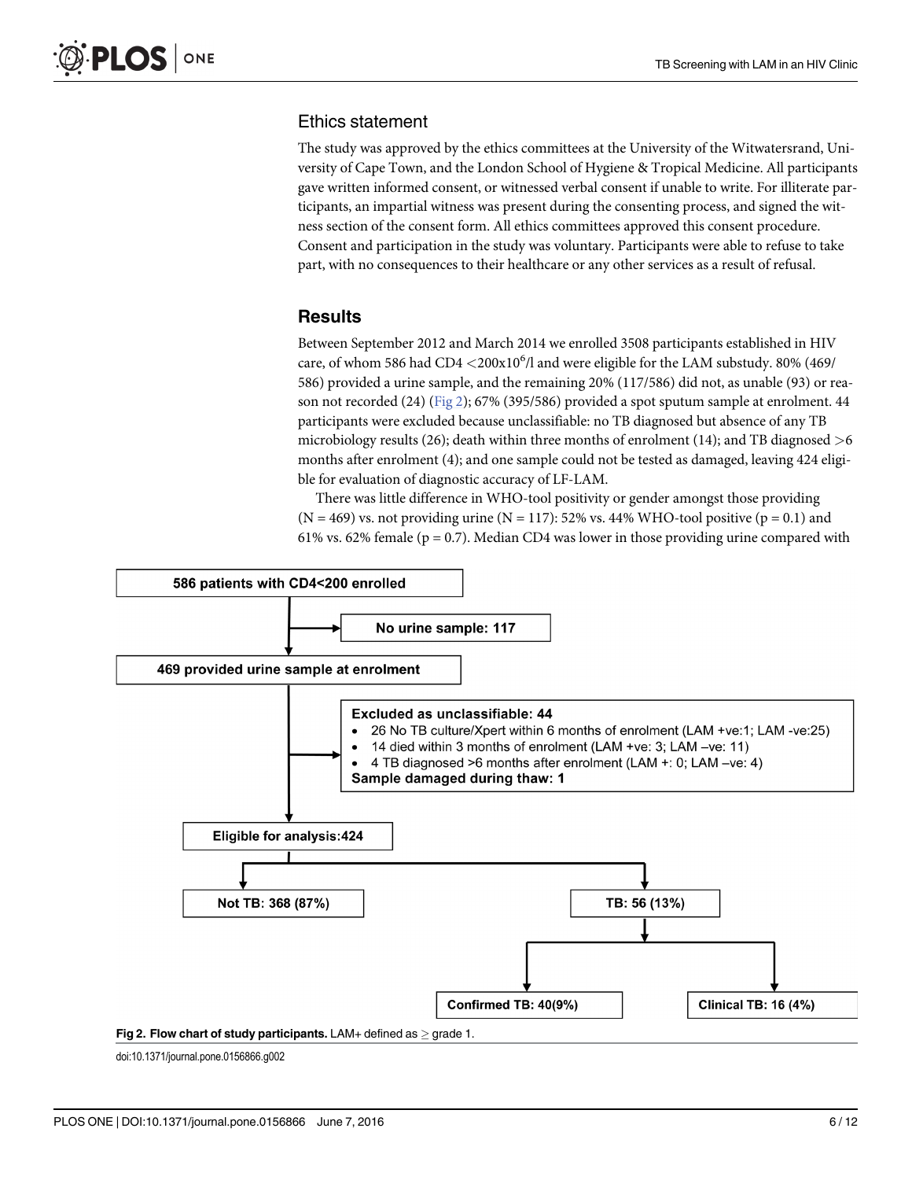## Ethics statement

The study was approved by the ethics committees at the University of the Witwatersrand, University of Cape Town, and the London School of Hygiene & Tropical Medicine. All participants gave written informed consent, or witnessed verbal consent if unable to write. For illiterate participants, an impartial witness was present during the consenting process, and signed the witness section of the consent form. All ethics committees approved this consent procedure. Consent and participation in the study was voluntary. Participants were able to refuse to take part, with no consequences to their healthcare or any other services as a result of refusal.

## Results

Between September 2012 and March 2014 we enrolled 3508 participants established in HIV care, of whom 586 had CD4 $<200\text{x}10^6$/l and were eligible for the LAM substudy. 80% (469/586) provided a urine sample, and the remaining 20% (117/586) did not, as unable (93) or reason not recorded (24) (Fig 2); 67% (395/586) provided a spot sputum sample at enrolment. 44 participants were excluded because unclassifiable: no TB diagnosed but absence of any TB microbiology results (26); death within three months of enrolment (14); and TB diagnosed >6 months after enrolment (4); and one sample could not be tested as damaged, leaving 424 eligible for evaluation of diagnostic accuracy of LF-LAM.

There was little difference in WHO-tool positivity or gender amongst those providing (N = 469) vs. not providing urine (N = 117): 52% vs. 44% WHO-tool positive (p = 0.1) and 61% vs. 62% female (p = 0.7). Median CD4 was lower in those providing urine compared with

586 patients with CD4<200 enrolled

- No urine sample: 117

469 provided urine sample at enrolment

- Excluded as unclassifiable: 44
  - 26 No TB culture/Xpert within 6 months of enrolment (LAM +ve:1; LAM -ve:25)
  - 14 died within 3 months of enrolment (LAM +ve: 3; LAM –ve: 11)
  - 4 TB diagnosed >6 months after enrolment (LAM +: 0; LAM –ve: 4)
  - Sample damaged during thaw: 1

Eligible for analysis:424

- Not TB: 368 (87%)
- TB: 56 (13%)
  - Confirmed TB: 40(9%)
  - Clinical TB: 16 (4%)

**Fig 2. Flow chart of study participants.** LAM+ defined as ≥ grade 1.

doi:10.1371/journal.pone.0156866.g002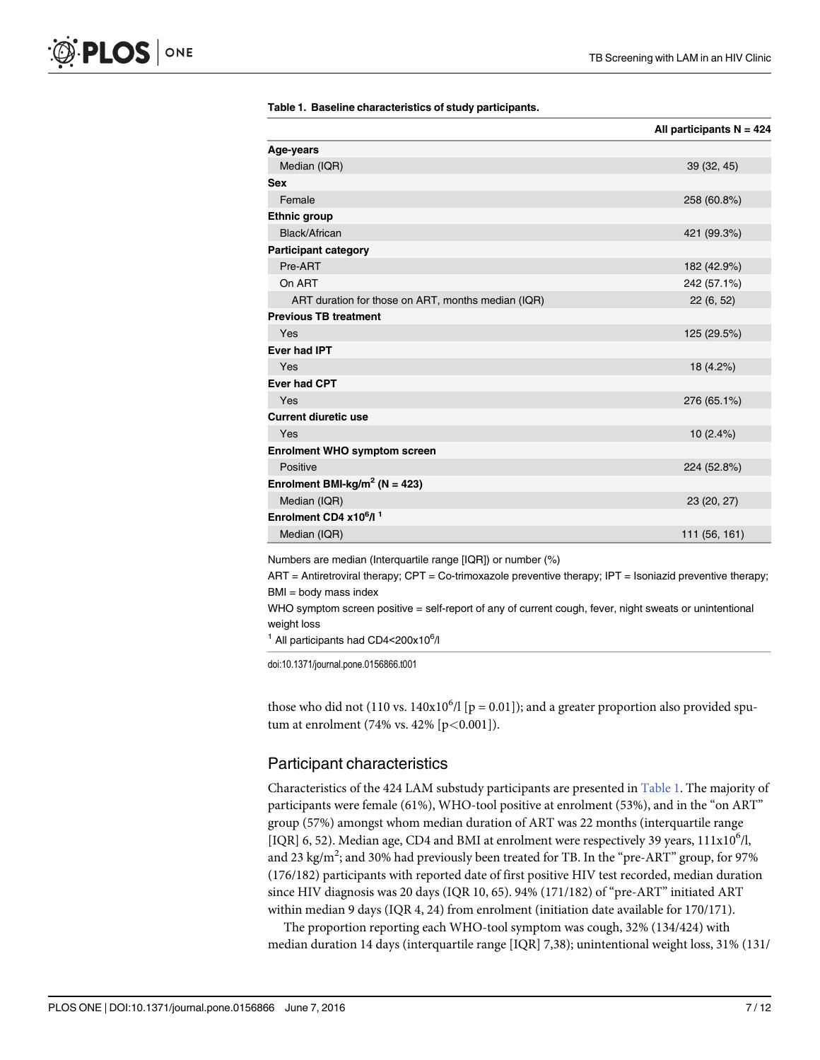**Table 1. Baseline characteristics of study participants.**

| | All participants N = 424 |
|---|---|
| **Age-years** | |
| Median (IQR) | 39 (32, 45) |
| **Sex** | |
| Female | 258 (60.8%) |
| **Ethnic group** | |
| Black/African | 421 (99.3%) |
| **Participant category** | |
| Pre-ART | 182 (42.9%) |
| On ART | 242 (57.1%) |
| ART duration for those on ART, months median (IQR) | 22 (6, 52) |
| **Previous TB treatment** | |
| Yes | 125 (29.5%) |
| **Ever had IPT** | |
| Yes | 18 (4.2%) |
| **Ever had CPT** | |
| Yes | 276 (65.1%) |
| **Current diuretic use** | |
| Yes | 10 (2.4%) |
| **Enrolment WHO symptom screen** | |
| Positive | 224 (52.8%) |
| **Enrolment BMI-kg/m$^2$ (N = 423)** | |
| Median (IQR) | 23 (20, 27) |
| **Enrolment CD4 x10$^6$/l** [1] | |
| Median (IQR) | 111 (56, 161) |

Numbers are median (Interquartile range [IQR]) or number (%)

ART = Antiretroviral therapy; CPT = Co-trimoxazole preventive therapy; IPT = Isoniazid preventive therapy; BMI = body mass index

WHO symptom screen positive = self-report of any of current cough, fever, night sweats or unintentional weight loss

[1] All participants had CD4<200x10$^6$/l

doi:10.1371/journal.pone.0156866.t001

those who did not (110 vs. 140x10$^6$/l [p = 0.01]); and a greater proportion also provided sputum at enrolment (74% vs. 42% [p<0.001]).

## Participant characteristics

Characteristics of the 424 LAM substudy participants are presented in Table 1. The majority of participants were female (61%), WHO-tool positive at enrolment (53%), and in the "on ART" group (57%) amongst whom median duration of ART was 22 months (interquartile range [IQR] 6, 52). Median age, CD4 and BMI at enrolment were respectively 39 years, 111x10$^6$/l, and 23 kg/m$^2$; and 30% had previously been treated for TB. In the "pre-ART" group, for 97% (176/182) participants with reported date of first positive HIV test recorded, median duration since HIV diagnosis was 20 days (IQR 10, 65). 94% (171/182) of "pre-ART" initiated ART within median 9 days (IQR 4, 24) from enrolment (initiation date available for 170/171).

The proportion reporting each WHO-tool symptom was cough, 32% (134/424) with median duration 14 days (interquartile range [IQR] 7,38); unintentional weight loss, 31% (131/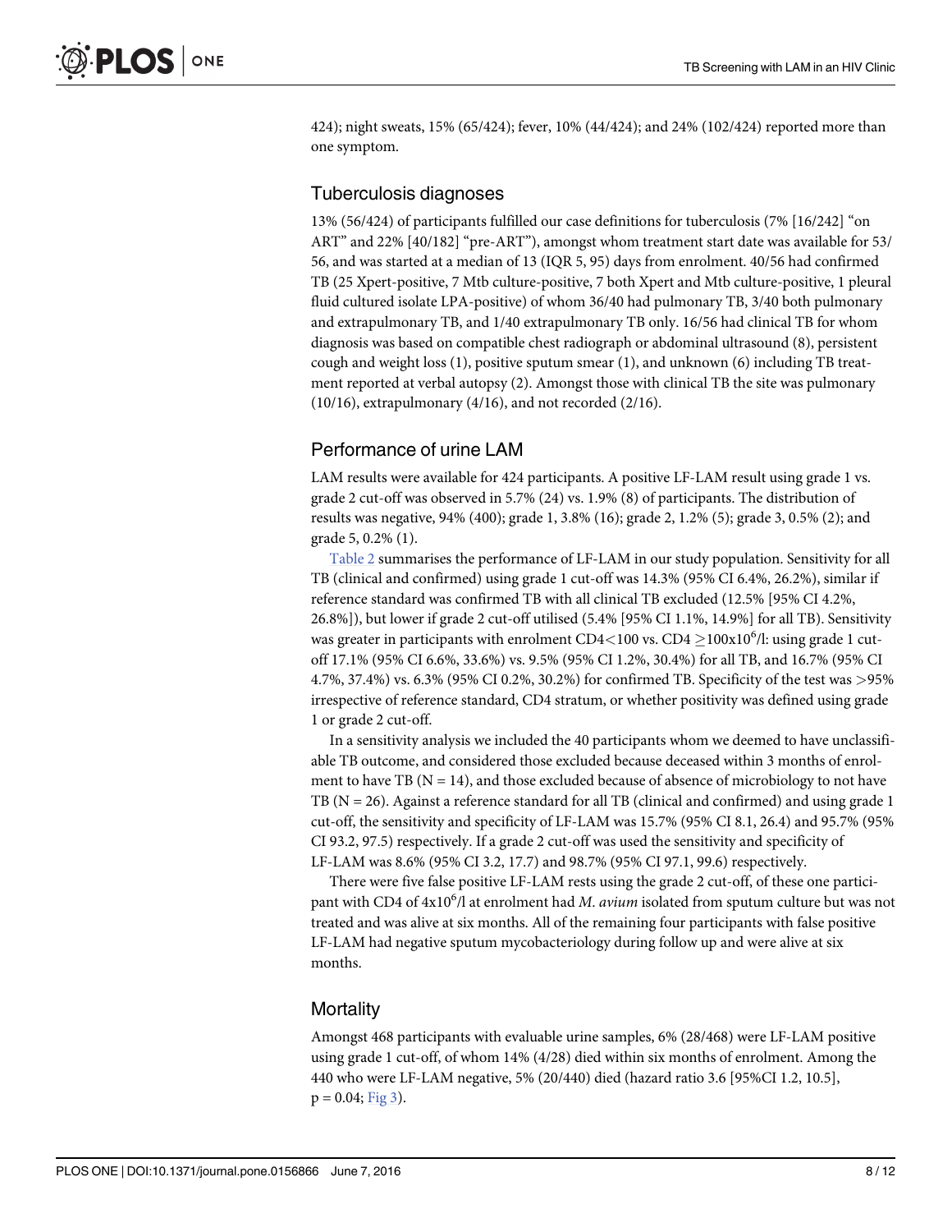424); night sweats, 15% (65/424); fever, 10% (44/424); and 24% (102/424) reported more than one symptom.

## Tuberculosis diagnoses

13% (56/424) of participants fulfilled our case definitions for tuberculosis (7% [16/242] "on ART" and 22% [40/182] "pre-ART"), amongst whom treatment start date was available for 53/56, and was started at a median of 13 (IQR 5, 95) days from enrolment. 40/56 had confirmed TB (25 Xpert-positive, 7 Mtb culture-positive, 7 both Xpert and Mtb culture-positive, 1 pleural fluid cultured isolate LPA-positive) of whom 36/40 had pulmonary TB, 3/40 both pulmonary and extrapulmonary TB, and 1/40 extrapulmonary TB only. 16/56 had clinical TB for whom diagnosis was based on compatible chest radiograph or abdominal ultrasound (8), persistent cough and weight loss (1), positive sputum smear (1), and unknown (6) including TB treatment reported at verbal autopsy (2). Amongst those with clinical TB the site was pulmonary (10/16), extrapulmonary (4/16), and not recorded (2/16).

## Performance of urine LAM

LAM results were available for 424 participants. A positive LF-LAM result using grade 1 vs. grade 2 cut-off was observed in 5.7% (24) vs. 1.9% (8) of participants. The distribution of results was negative, 94% (400); grade 1, 3.8% (16); grade 2, 1.2% (5); grade 3, 0.5% (2); and grade 5, 0.2% (1).

Table 2 summarises the performance of LF-LAM in our study population. Sensitivity for all TB (clinical and confirmed) using grade 1 cut-off was 14.3% (95% CI 6.4%, 26.2%), similar if reference standard was confirmed TB with all clinical TB excluded (12.5% [95% CI 4.2%, 26.8%]), but lower if grade 2 cut-off utilised (5.4% [95% CI 1.1%, 14.9%] for all TB). Sensitivity was greater in participants with enrolment CD4<100 vs. CD4 $\geq$100x10$^6$/l: using grade 1 cut-off 17.1% (95% CI 6.6%, 33.6%) vs. 9.5% (95% CI 1.2%, 30.4%) for all TB, and 16.7% (95% CI 4.7%, 37.4%) vs. 6.3% (95% CI 0.2%, 30.2%) for confirmed TB. Specificity of the test was >95% irrespective of reference standard, CD4 stratum, or whether positivity was defined using grade 1 or grade 2 cut-off.

In a sensitivity analysis we included the 40 participants whom we deemed to have unclassifiable TB outcome, and considered those excluded because deceased within 3 months of enrolment to have TB (N = 14), and those excluded because of absence of microbiology to not have TB (N = 26). Against a reference standard for all TB (clinical and confirmed) and using grade 1 cut-off, the sensitivity and specificity of LF-LAM was 15.7% (95% CI 8.1, 26.4) and 95.7% (95% CI 93.2, 97.5) respectively. If a grade 2 cut-off was used the sensitivity and specificity of LF-LAM was 8.6% (95% CI 3.2, 17.7) and 98.7% (95% CI 97.1, 99.6) respectively.

There were five false positive LF-LAM rests using the grade 2 cut-off, of these one participant with CD4 of 4x10$^6$/l at enrolment had *M. avium* isolated from sputum culture but was not treated and was alive at six months. All of the remaining four participants with false positive LF-LAM had negative sputum mycobacteriology during follow up and were alive at six months.

## Mortality

Amongst 468 participants with evaluable urine samples, 6% (28/468) were LF-LAM positive using grade 1 cut-off, of whom 14% (4/28) died within six months of enrolment. Among the 440 who were LF-LAM negative, 5% (20/440) died (hazard ratio 3.6 [95%CI 1.2, 10.5], p = 0.04; Fig 3).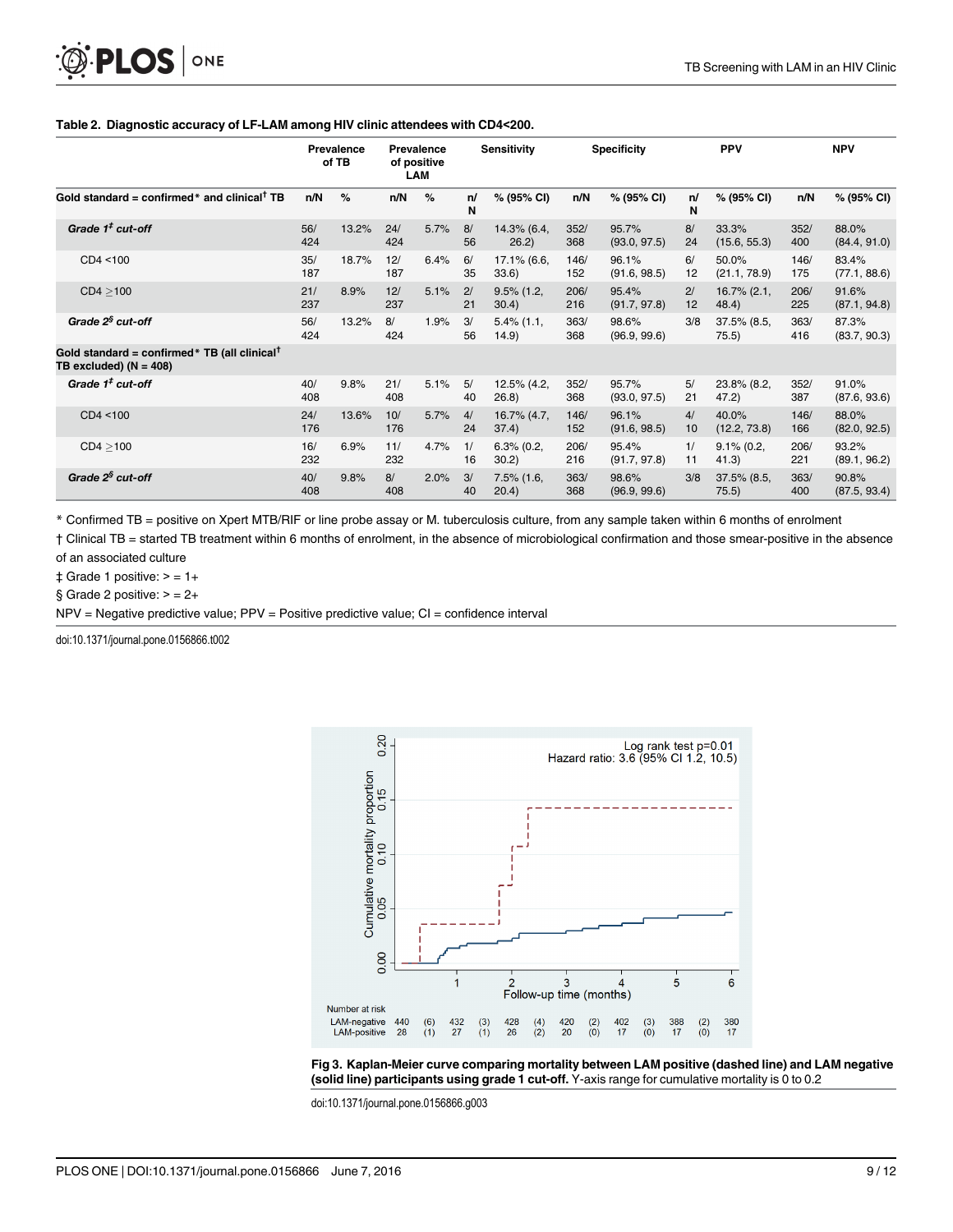**Table 2. Diagnostic accuracy of LF-LAM among HIV clinic attendees with CD4<200.**

| | Prevalence of TB | | Prevalence of positive LAM | | Sensitivity | | Specificity | | PPV | | NPV | |
|---|---|---|---|---|---|---|---|---|---|---|---|---|
| **Gold standard = confirmed* and clinical† TB** | **n/N** | **%** | **n/N** | **%** | **n/N** | **% (95% CI)** | **n/N** | **% (95% CI)** | **n/N** | **% (95% CI)** | **n/N** | **% (95% CI)** |
| ***Grade 1‡ cut-off*** | 56/424 | 13.2% | 24/424 | 5.7% | 8/56 | 14.3% (6.4, 26.2) | 352/368 | 95.7% (93.0, 97.5) | 8/24 | 33.3% (15.6, 55.3) | 352/400 | 88.0% (84.4, 91.0) |
| CD4 <100 | 35/187 | 18.7% | 12/187 | 6.4% | 6/35 | 17.1% (6.6, 33.6) | 146/152 | 96.1% (91.6, 98.5) | 6/12 | 50.0% (21.1, 78.9) | 146/175 | 83.4% (77.1, 88.6) |
| CD4 ≥100 | 21/237 | 8.9% | 12/237 | 5.1% | 2/21 | 9.5% (1.2, 30.4) | 206/216 | 95.4% (91.7, 97.8) | 2/12 | 16.7% (2.1, 48.4) | 206/225 | 91.6% (87.1, 94.8) |
| ***Grade 2§ cut-off*** | 56/424 | 13.2% | 8/424 | 1.9% | 3/56 | 5.4% (1.1, 14.9) | 363/368 | 98.6% (96.9, 99.6) | 3/8 | 37.5% (8.5, 75.5) | 363/416 | 87.3% (83.7, 90.3) |
| **Gold standard = confirmed* TB (all clinical† TB excluded) (N = 408)** | | | | | | | | | | | | |
| ***Grade 1‡ cut-off*** | 40/408 | 9.8% | 21/408 | 5.1% | 5/40 | 12.5% (4.2, 26.8) | 352/368 | 95.7% (93.0, 97.5) | 5/21 | 23.8% (8.2, 47.2) | 352/387 | 91.0% (87.6, 93.6) |
| CD4 <100 | 24/176 | 13.6% | 10/176 | 5.7% | 4/24 | 16.7% (4.7, 37.4) | 146/152 | 96.1% (91.6, 98.5) | 4/10 | 40.0% (12.2, 73.8) | 146/166 | 88.0% (82.0, 92.5) |
| CD4 ≥100 | 16/232 | 6.9% | 11/232 | 4.7% | 1/16 | 6.3% (0.2, 30.2) | 206/216 | 95.4% (91.7, 97.8) | 1/11 | 9.1% (0.2, 41.3) | 206/221 | 93.2% (89.1, 96.2) |
| ***Grade 2§ cut-off*** | 40/408 | 9.8% | 8/408 | 2.0% | 3/40 | 7.5% (1.6, 20.4) | 363/368 | 98.6% (96.9, 99.6) | 3/8 | 37.5% (8.5, 75.5) | 363/400 | 90.8% (87.5, 93.4) |

\* Confirmed TB = positive on Xpert MTB/RIF or line probe assay or M. tuberculosis culture, from any sample taken within 6 months of enrolment

† Clinical TB = started TB treatment within 6 months of enrolment, in the absence of microbiological confirmation and those smear-positive in the absence of an associated culture

‡ Grade 1 positive: > = 1+

§ Grade 2 positive: > = 2+

NPV = Negative predictive value; PPV = Positive predictive value; CI = confidence interval

doi:10.1371/journal.pone.0156866.t002

**Fig 3. Kaplan-Meier curve comparing mortality between LAM positive (dashed line) and LAM negative (solid line) participants using grade 1 cut-off.** Y-axis range for cumulative mortality is 0 to 0.2

doi:10.1371/journal.pone.0156866.g003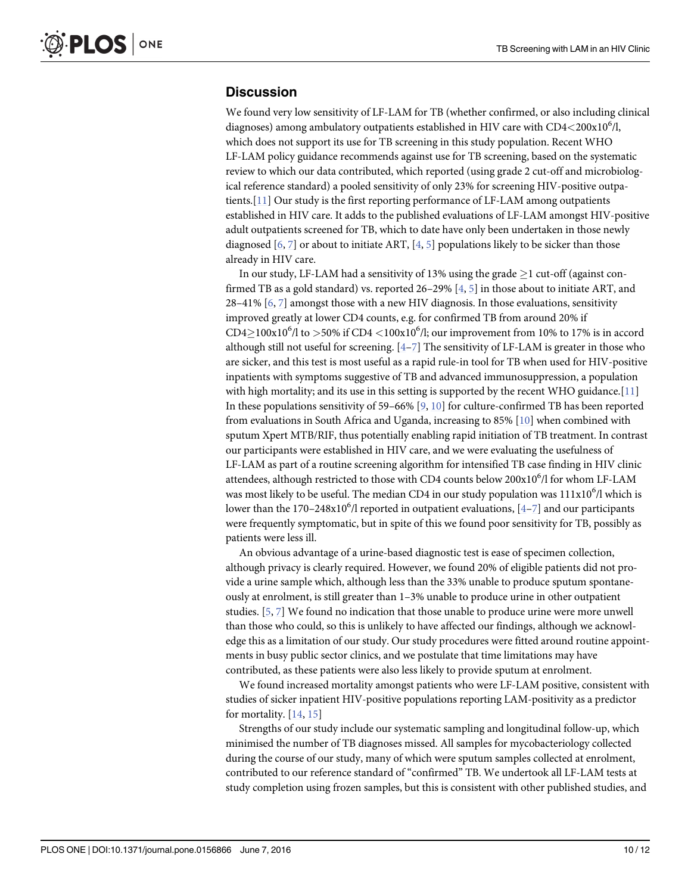## Discussion

We found very low sensitivity of LF-LAM for TB (whether confirmed, or also including clinical diagnoses) among ambulatory outpatients established in HIV care with CD4<200x10$^6$/l, which does not support its use for TB screening in this study population. Recent WHO LF-LAM policy guidance recommends against use for TB screening, based on the systematic review to which our data contributed, which reported (using grade 2 cut-off and microbiological reference standard) a pooled sensitivity of only 23% for screening HIV-positive outpatients.[11] Our study is the first reporting performance of LF-LAM among outpatients established in HIV care. It adds to the published evaluations of LF-LAM amongst HIV-positive adult outpatients screened for TB, which to date have only been undertaken in those newly diagnosed [6, 7] or about to initiate ART, [4, 5] populations likely to be sicker than those already in HIV care.

In our study, LF-LAM had a sensitivity of 13% using the grade $\geq$1 cut-off (against confirmed TB as a gold standard) vs. reported 26–29% [4, 5] in those about to initiate ART, and 28–41% [6, 7] amongst those with a new HIV diagnosis. In those evaluations, sensitivity improved greatly at lower CD4 counts, e.g. for confirmed TB from around 20% if CD4$\geq$100x10$^6$/l to >50% if CD4 <100x10$^6$/l; our improvement from 10% to 17% is in accord although still not useful for screening. [4–7] The sensitivity of LF-LAM is greater in those who are sicker, and this test is most useful as a rapid rule-in tool for TB when used for HIV-positive inpatients with symptoms suggestive of TB and advanced immunosuppression, a population with high mortality; and its use in this setting is supported by the recent WHO guidance.[11] In these populations sensitivity of 59–66% [9, 10] for culture-confirmed TB has been reported from evaluations in South Africa and Uganda, increasing to 85% [10] when combined with sputum Xpert MTB/RIF, thus potentially enabling rapid initiation of TB treatment. In contrast our participants were established in HIV care, and we were evaluating the usefulness of LF-LAM as part of a routine screening algorithm for intensified TB case finding in HIV clinic attendees, although restricted to those with CD4 counts below 200x10$^6$/l for whom LF-LAM was most likely to be useful. The median CD4 in our study population was 111x10$^6$/l which is lower than the 170–248x10$^6$/l reported in outpatient evaluations, [4–7] and our participants were frequently symptomatic, but in spite of this we found poor sensitivity for TB, possibly as patients were less ill.

An obvious advantage of a urine-based diagnostic test is ease of specimen collection, although privacy is clearly required. However, we found 20% of eligible patients did not provide a urine sample which, although less than the 33% unable to produce sputum spontaneously at enrolment, is still greater than 1–3% unable to produce urine in other outpatient studies. [5, 7] We found no indication that those unable to produce urine were more unwell than those who could, so this is unlikely to have affected our findings, although we acknowledge this as a limitation of our study. Our study procedures were fitted around routine appointments in busy public sector clinics, and we postulate that time limitations may have contributed, as these patients were also less likely to provide sputum at enrolment.

We found increased mortality amongst patients who were LF-LAM positive, consistent with studies of sicker inpatient HIV-positive populations reporting LAM-positivity as a predictor for mortality. [14, 15]

Strengths of our study include our systematic sampling and longitudinal follow-up, which minimised the number of TB diagnoses missed. All samples for mycobacteriology collected during the course of our study, many of which were sputum samples collected at enrolment, contributed to our reference standard of "confirmed" TB. We undertook all LF-LAM tests at study completion using frozen samples, but this is consistent with other published studies, and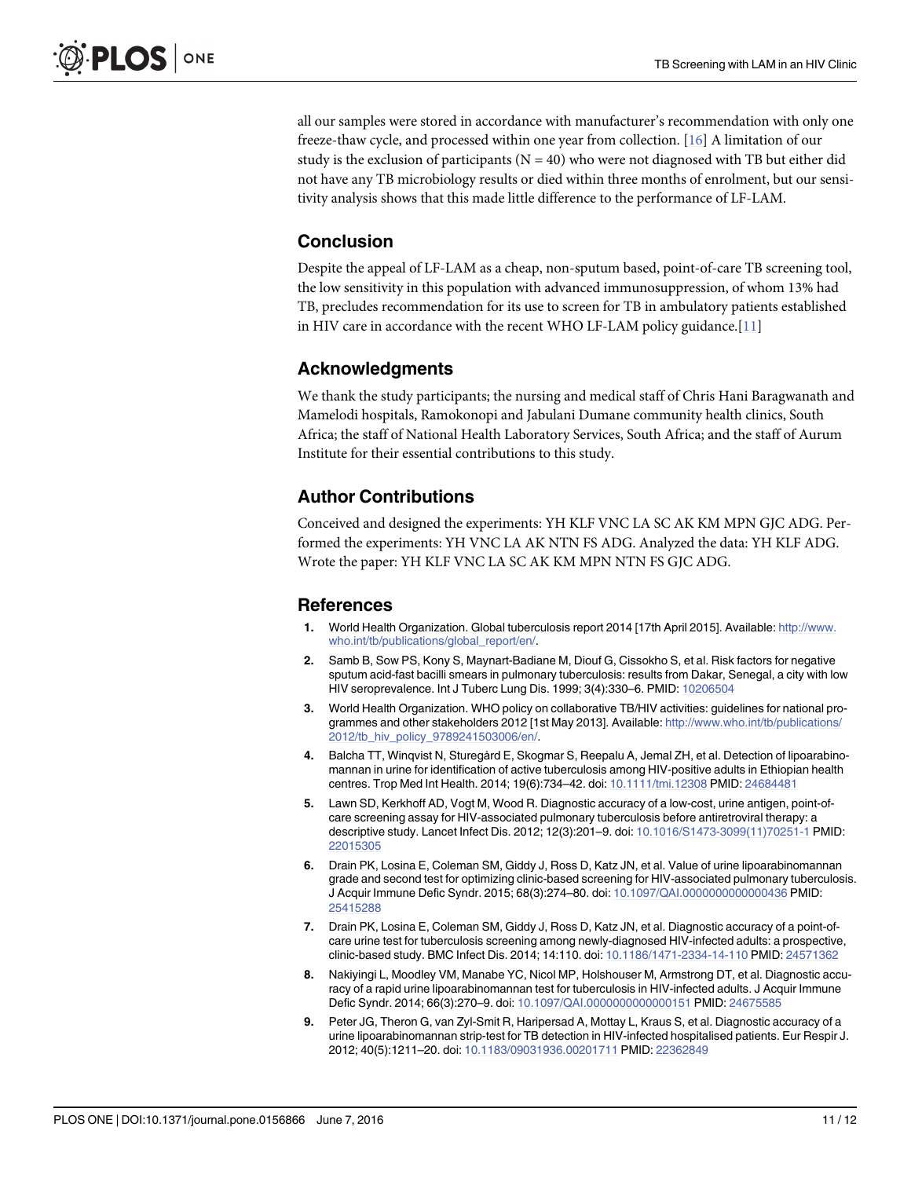all our samples were stored in accordance with manufacturer's recommendation with only one freeze-thaw cycle, and processed within one year from collection. [16] A limitation of our study is the exclusion of participants (N = 40) who were not diagnosed with TB but either did not have any TB microbiology results or died within three months of enrolment, but our sensitivity analysis shows that this made little difference to the performance of LF-LAM.

## Conclusion

Despite the appeal of LF-LAM as a cheap, non-sputum based, point-of-care TB screening tool, the low sensitivity in this population with advanced immunosuppression, of whom 13% had TB, precludes recommendation for its use to screen for TB in ambulatory patients established in HIV care in accordance with the recent WHO LF-LAM policy guidance.[11]

## Acknowledgments

We thank the study participants; the nursing and medical staff of Chris Hani Baragwanath and Mamelodi hospitals, Ramokonopi and Jabulani Dumane community health clinics, South Africa; the staff of National Health Laboratory Services, South Africa; and the staff of Aurum Institute for their essential contributions to this study.

## Author Contributions

Conceived and designed the experiments: YH KLF VNC LA SC AK KM MPN GJC ADG. Performed the experiments: YH VNC LA AK NTN FS ADG. Analyzed the data: YH KLF ADG. Wrote the paper: YH KLF VNC LA SC AK KM MPN NTN FS GJC ADG.

## References

1. World Health Organization. Global tuberculosis report 2014 [17th April 2015]. Available: http://www.who.int/tb/publications/global_report/en/.
2. Samb B, Sow PS, Kony S, Maynart-Badiane M, Diouf G, Cissokho S, et al. Risk factors for negative sputum acid-fast bacilli smears in pulmonary tuberculosis: results from Dakar, Senegal, a city with low HIV seroprevalence. Int J Tuberc Lung Dis. 1999; 3(4):330–6. PMID: 10206504
3. World Health Organization. WHO policy on collaborative TB/HIV activities: guidelines for national programmes and other stakeholders 2012 [1st May 2013]. Available: http://www.who.int/tb/publications/2012/tb_hiv_policy_9789241503006/en/.
4. Balcha TT, Winqvist N, Sturegård E, Skogmar S, Reepalu A, Jemal ZH, et al. Detection of lipoarabinomannan in urine for identification of active tuberculosis among HIV-positive adults in Ethiopian health centres. Trop Med Int Health. 2014; 19(6):734–42. doi: 10.1111/tmi.12308 PMID: 24684481
5. Lawn SD, Kerkhoff AD, Vogt M, Wood R. Diagnostic accuracy of a low-cost, urine antigen, point-of-care screening assay for HIV-associated pulmonary tuberculosis before antiretroviral therapy: a descriptive study. Lancet Infect Dis. 2012; 12(3):201–9. doi: 10.1016/S1473-3099(11)70251-1 PMID: 22015305
6. Drain PK, Losina E, Coleman SM, Giddy J, Ross D, Katz JN, et al. Value of urine lipoarabinomannan grade and second test for optimizing clinic-based screening for HIV-associated pulmonary tuberculosis. J Acquir Immune Defic Syndr. 2015; 68(3):274–80. doi: 10.1097/QAI.0000000000000436 PMID: 25415288
7. Drain PK, Losina E, Coleman SM, Giddy J, Ross D, Katz JN, et al. Diagnostic accuracy of a point-of-care urine test for tuberculosis screening among newly-diagnosed HIV-infected adults: a prospective, clinic-based study. BMC Infect Dis. 2014; 14:110. doi: 10.1186/1471-2334-14-110 PMID: 24571362
8. Nakiyingi L, Moodley VM, Manabe YC, Nicol MP, Holshouser M, Armstrong DT, et al. Diagnostic accuracy of a rapid urine lipoarabinomannan test for tuberculosis in HIV-infected adults. J Acquir Immune Defic Syndr. 2014; 66(3):270–9. doi: 10.1097/QAI.0000000000000151 PMID: 24675585
9. Peter JG, Theron G, van Zyl-Smit R, Haripersad A, Mottay L, Kraus S, et al. Diagnostic accuracy of a urine lipoarabinomannan strip-test for TB detection in HIV-infected hospitalised patients. Eur Respir J. 2012; 40(5):1211–20. doi: 10.1183/09031936.00201711 PMID: 22362849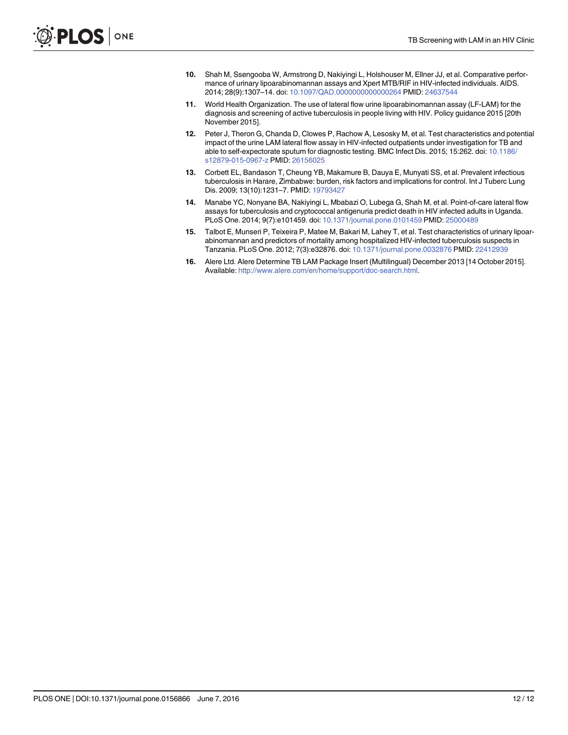10. Shah M, Ssengooba W, Armstrong D, Nakiyingi L, Holshouser M, Ellner JJ, et al. Comparative performance of urinary lipoarabinomannan assays and Xpert MTB/RIF in HIV-infected individuals. AIDS. 2014; 28(9):1307–14. doi: 10.1097/QAD.0000000000000264 PMID: 24637544

11. World Health Organization. The use of lateral flow urine lipoarabinomannan assay (LF-LAM) for the diagnosis and screening of active tuberculosis in people living with HIV. Policy guidance 2015 [20th November 2015].

12. Peter J, Theron G, Chanda D, Clowes P, Rachow A, Lesosky M, et al. Test characteristics and potential impact of the urine LAM lateral flow assay in HIV-infected outpatients under investigation for TB and able to self-expectorate sputum for diagnostic testing. BMC Infect Dis. 2015; 15:262. doi: 10.1186/s12879-015-0967-z PMID: 26156025

13. Corbett EL, Bandason T, Cheung YB, Makamure B, Dauya E, Munyati SS, et al. Prevalent infectious tuberculosis in Harare, Zimbabwe: burden, risk factors and implications for control. Int J Tuberc Lung Dis. 2009; 13(10):1231–7. PMID: 19793427

14. Manabe YC, Nonyane BA, Nakiyingi L, Mbabazi O, Lubega G, Shah M, et al. Point-of-care lateral flow assays for tuberculosis and cryptococcal antigenuria predict death in HIV infected adults in Uganda. PLoS One. 2014; 9(7):e101459. doi: 10.1371/journal.pone.0101459 PMID: 25000489

15. Talbot E, Munseri P, Teixeira P, Matee M, Bakari M, Lahey T, et al. Test characteristics of urinary lipoarabinomannan and predictors of mortality among hospitalized HIV-infected tuberculosis suspects in Tanzania. PLoS One. 2012; 7(3):e32876. doi: 10.1371/journal.pone.0032876 PMID: 22412939

16. Alere Ltd. Alere Determine TB LAM Package Insert (Multilingual) December 2013 [14 October 2015]. Available: http://www.alere.com/en/home/support/doc-search.html.